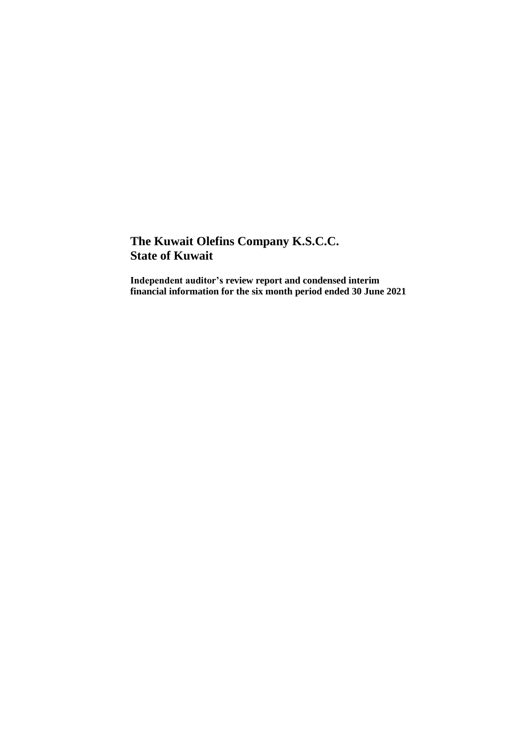# The Kuwait Olefins Company K.S.C.C.
# State of Kuwait

**Independent auditor's review report and condensed interim financial information for the six month period ended 30 June 2021**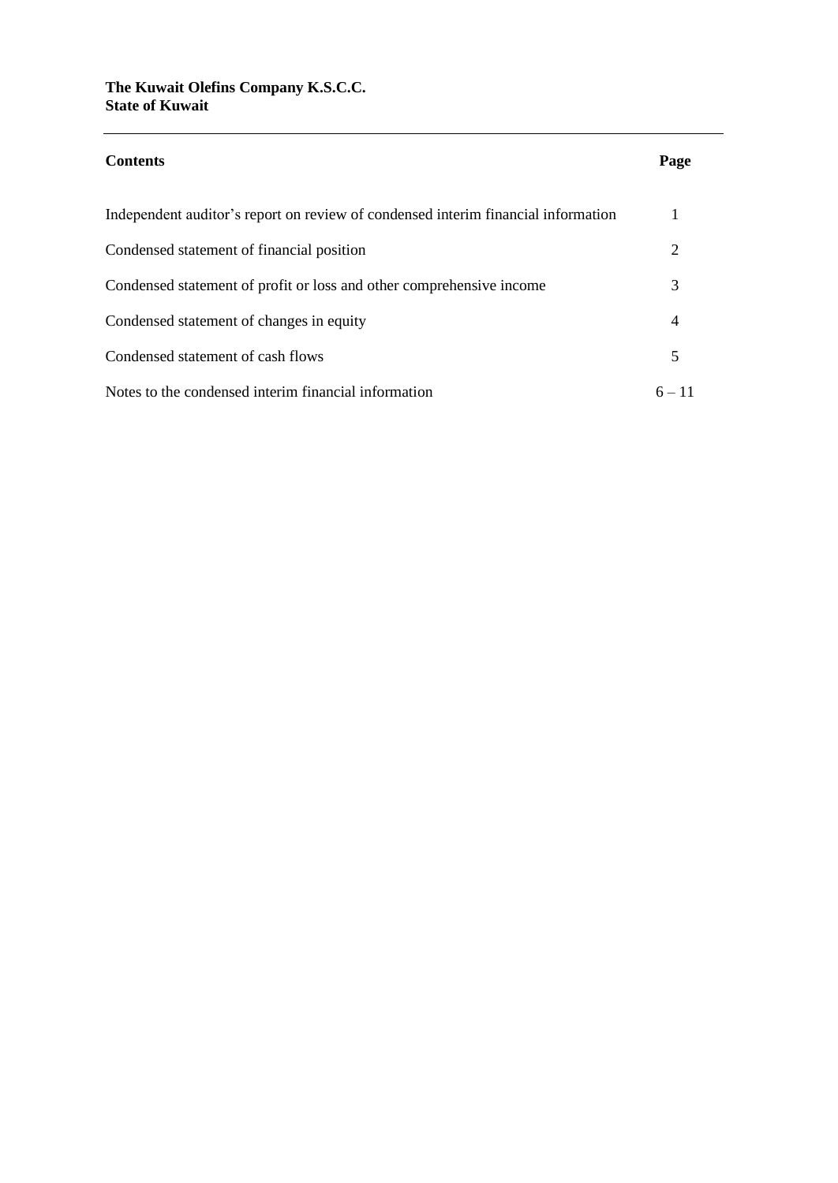**The Kuwait Olefins Company K.S.C.C.**
**State of Kuwait**

| **Contents** | **Page** |
|---|---|
| Independent auditor's report on review of condensed interim financial information | 1 |
| Condensed statement of financial position | 2 |
| Condensed statement of profit or loss and other comprehensive income | 3 |
| Condensed statement of changes in equity | 4 |
| Condensed statement of cash flows | 5 |
| Notes to the condensed interim financial information | 6 – 11 |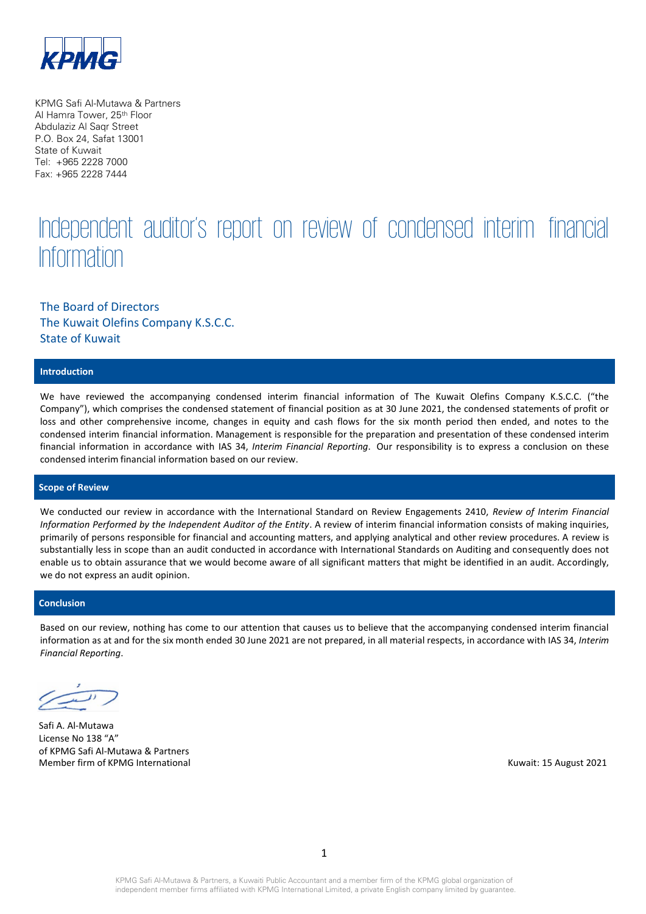KPMG

KPMG Safi Al-Mutawa & Partners
Al Hamra Tower, 25th Floor
Abdulaziz Al Saqr Street
P.O. Box 24, Safat 13001
State of Kuwait
Tel: +965 2228 7000
Fax: +965 2228 7444

# Independent auditor's report on review of condensed interim financial Information

The Board of Directors
The Kuwait Olefins Company K.S.C.C.
State of Kuwait

## Introduction

We have reviewed the accompanying condensed interim financial information of The Kuwait Olefins Company K.S.C.C. ("the Company"), which comprises the condensed statement of financial position as at 30 June 2021, the condensed statements of profit or loss and other comprehensive income, changes in equity and cash flows for the six month period then ended, and notes to the condensed interim financial information. Management is responsible for the preparation and presentation of these condensed interim financial information in accordance with IAS 34, *Interim Financial Reporting*. Our responsibility is to express a conclusion on these condensed interim financial information based on our review.

## Scope of Review

We conducted our review in accordance with the International Standard on Review Engagements 2410, *Review of Interim Financial Information Performed by the Independent Auditor of the Entity*. A review of interim financial information consists of making inquiries, primarily of persons responsible for financial and accounting matters, and applying analytical and other review procedures. A review is substantially less in scope than an audit conducted in accordance with International Standards on Auditing and consequently does not enable us to obtain assurance that we would become aware of all significant matters that might be identified in an audit. Accordingly, we do not express an audit opinion.

## Conclusion

Based on our review, nothing has come to our attention that causes us to believe that the accompanying condensed interim financial information as at and for the six month ended 30 June 2021 are not prepared, in all material respects, in accordance with IAS 34, *Interim Financial Reporting*.

Safi A. Al-Mutawa
License No 138 "A"
of KPMG Safi Al-Mutawa & Partners
Member firm of KPMG International

Kuwait: 15 August 2021

KPMG Safi Al-Mutawa & Partners, a Kuwaiti Public Accountant and a member firm of the KPMG global organization of independent member firms affiliated with KPMG International Limited, a private English company limited by guarantee.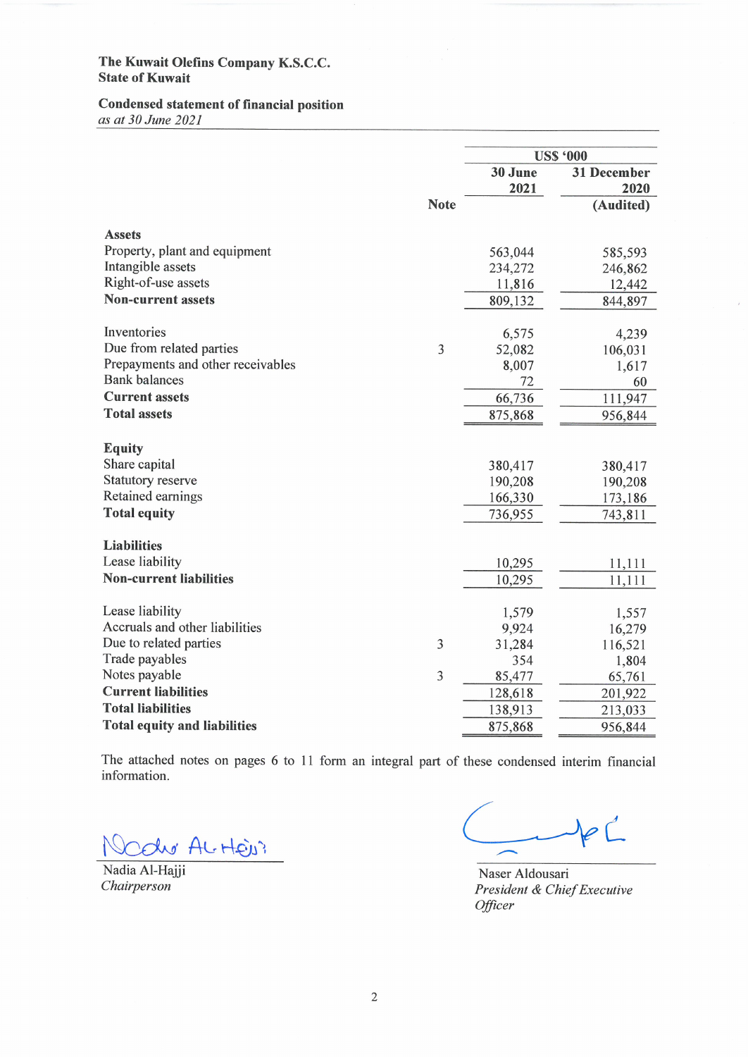**The Kuwait Olefins Company K.S.C.C.**
**State of Kuwait**

**Condensed statement of financial position**
*as at 30 June 2021*

| | Note | US$ '000 | |
|---|---|---|---|
| | | **30 June 2021** | **31 December 2020 (Audited)** |
| **Assets** | | | |
| Property, plant and equipment | | 563,044 | 585,593 |
| Intangible assets | | 234,272 | 246,862 |
| Right-of-use assets | | 11,816 | 12,442 |
| **Non-current assets** | | 809,132 | 844,897 |
| | | | |
| Inventories | | 6,575 | 4,239 |
| Due from related parties | 3 | 52,082 | 106,031 |
| Prepayments and other receivables | | 8,007 | 1,617 |
| Bank balances | | 72 | 60 |
| **Current assets** | | 66,736 | 111,947 |
| **Total assets** | | 875,868 | 956,844 |
| | | | |
| **Equity** | | | |
| Share capital | | 380,417 | 380,417 |
| Statutory reserve | | 190,208 | 190,208 |
| Retained earnings | | 166,330 | 173,186 |
| **Total equity** | | 736,955 | 743,811 |
| | | | |
| **Liabilities** | | | |
| Lease liability | | 10,295 | 11,111 |
| **Non-current liabilities** | | 10,295 | 11,111 |
| | | | |
| Lease liability | | 1,579 | 1,557 |
| Accruals and other liabilities | | 9,924 | 16,279 |
| Due to related parties | 3 | 31,284 | 116,521 |
| Trade payables | | 354 | 1,804 |
| Notes payable | 3 | 85,477 | 65,761 |
| **Current liabilities** | | 128,618 | 201,922 |
| **Total liabilities** | | 138,913 | 213,033 |
| **Total equity and liabilities** | | 875,868 | 956,844 |

The attached notes on pages 6 to 11 form an integral part of these condensed interim financial information.

Nadia Al-Hajji
*Chairperson*

Naser Aldousari
*President & Chief Executive Officer*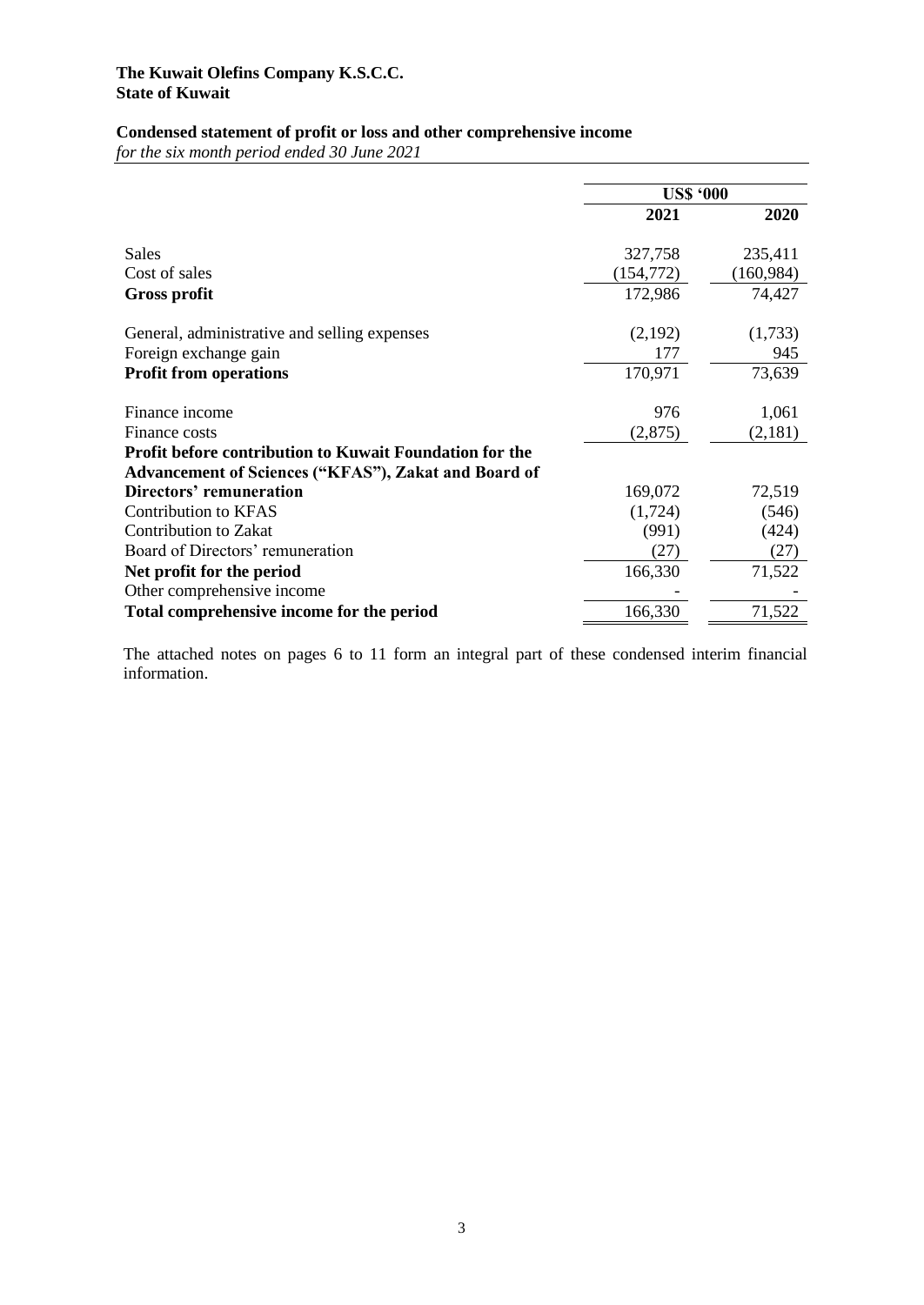**The Kuwait Olefins Company K.S.C.C.**
**State of Kuwait**

## Condensed statement of profit or loss and other comprehensive income

*for the six month period ended 30 June 2021*

| | US$ '000 | |
|---|---|---|
| | **2021** | **2020** |
| Sales | 327,758 | 235,411 |
| Cost of sales | (154,772) | (160,984) |
| **Gross profit** | 172,986 | 74,427 |
| General, administrative and selling expenses | (2,192) | (1,733) |
| Foreign exchange gain | 177 | 945 |
| **Profit from operations** | 170,971 | 73,639 |
| Finance income | 976 | 1,061 |
| Finance costs | (2,875) | (2,181) |
| **Profit before contribution to Kuwait Foundation for the Advancement of Sciences ("KFAS"), Zakat and Board of Directors' remuneration** | 169,072 | 72,519 |
| Contribution to KFAS | (1,724) | (546) |
| Contribution to Zakat | (991) | (424) |
| Board of Directors' remuneration | (27) | (27) |
| **Net profit for the period** | 166,330 | 71,522 |
| Other comprehensive income | - | - |
| **Total comprehensive income for the period** | 166,330 | 71,522 |

The attached notes on pages 6 to 11 form an integral part of these condensed interim financial information.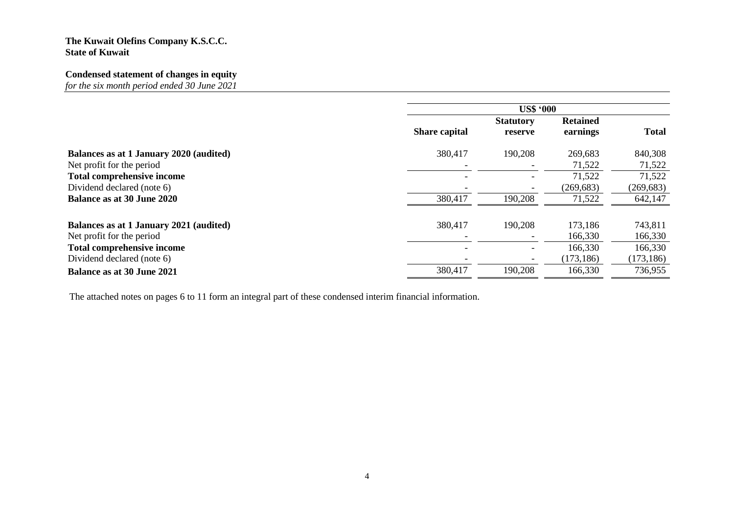**The Kuwait Olefins Company K.S.C.C.**
**State of Kuwait**

**Condensed statement of changes in equity**
*for the six month period ended 30 June 2021*

| | US$ '000 | | | |
|---|---|---|---|---|
| | **Share capital** | **Statutory reserve** | **Retained earnings** | **Total** |
| **Balances as at 1 January 2020 (audited)** | 380,417 | 190,208 | 269,683 | 840,308 |
| Net profit for the period | - | - | 71,522 | 71,522 |
| **Total comprehensive income** | - | - | 71,522 | 71,522 |
| Dividend declared (note 6) | - | - | (269,683) | (269,683) |
| **Balance as at 30 June 2020** | 380,417 | 190,208 | 71,522 | 642,147 |
| | | | | |
| **Balances as at 1 January 2021 (audited)** | 380,417 | 190,208 | 173,186 | 743,811 |
| Net profit for the period | - | - | 166,330 | 166,330 |
| **Total comprehensive income** | - | - | 166,330 | 166,330 |
| Dividend declared (note 6) | - | - | (173,186) | (173,186) |
| **Balance as at 30 June 2021** | 380,417 | 190,208 | 166,330 | 736,955 |

The attached notes on pages 6 to 11 form an integral part of these condensed interim financial information.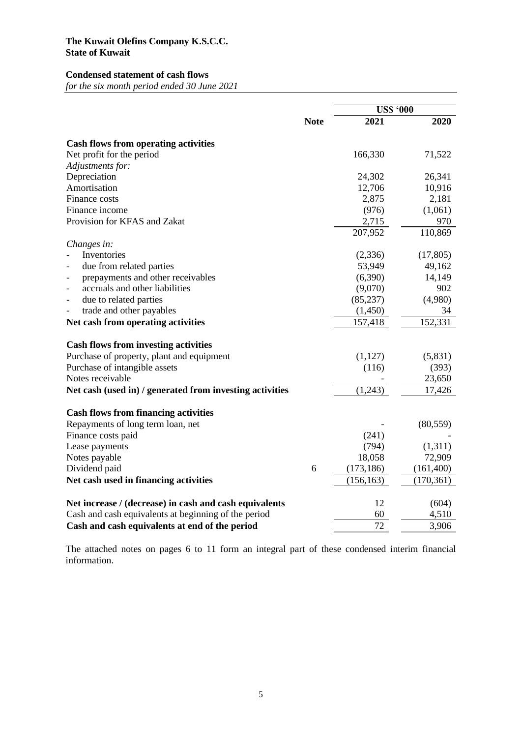**The Kuwait Olefins Company K.S.C.C.**
**State of Kuwait**

**Condensed statement of cash flows**
*for the six month period ended 30 June 2021*

| | Note | US$ '000 2021 | US$ '000 2020 |
|---|---|---|---|
| **Cash flows from operating activities** | | | |
| Net profit for the period | | 166,330 | 71,522 |
| *Adjustments for:* | | | |
| Depreciation | | 24,302 | 26,341 |
| Amortisation | | 12,706 | 10,916 |
| Finance costs | | 2,875 | 2,181 |
| Finance income | | (976) | (1,061) |
| Provision for KFAS and Zakat | | 2,715 | 970 |
| | | 207,952 | 110,869 |
| *Changes in:* | | | |
| - Inventories | | (2,336) | (17,805) |
| - due from related parties | | 53,949 | 49,162 |
| - prepayments and other receivables | | (6,390) | 14,149 |
| - accruals and other liabilities | | (9,070) | 902 |
| - due to related parties | | (85,237) | (4,980) |
| - trade and other payables | | (1,450) | 34 |
| **Net cash from operating activities** | | 157,418 | 152,331 |
| **Cash flows from investing activities** | | | |
| Purchase of property, plant and equipment | | (1,127) | (5,831) |
| Purchase of intangible assets | | (116) | (393) |
| Notes receivable | | - | 23,650 |
| **Net cash (used in) / generated from investing activities** | | (1,243) | 17,426 |
| **Cash flows from financing activities** | | | |
| Repayments of long term loan, net | | - | (80,559) |
| Finance costs paid | | (241) | - |
| Lease payments | | (794) | (1,311) |
| Notes payable | | 18,058 | 72,909 |
| Dividend paid | 6 | (173,186) | (161,400) |
| **Net cash used in financing activities** | | (156,163) | (170,361) |
| **Net increase / (decrease) in cash and cash equivalents** | | 12 | (604) |
| Cash and cash equivalents at beginning of the period | | 60 | 4,510 |
| **Cash and cash equivalents at end of the period** | | 72 | 3,906 |

The attached notes on pages 6 to 11 form an integral part of these condensed interim financial information.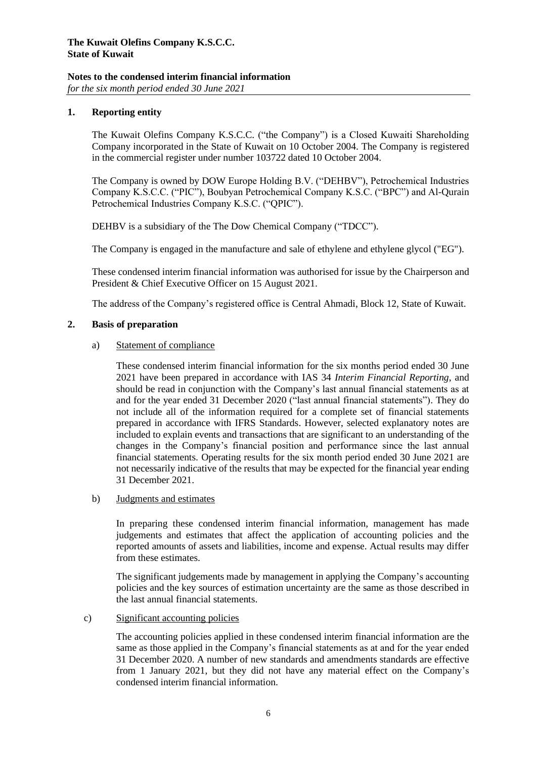**The Kuwait Olefins Company K.S.C.C.**
**State of Kuwait**

**Notes to the condensed interim financial information**
*for the six month period ended 30 June 2021*

## 1. Reporting entity

The Kuwait Olefins Company K.S.C.C. ("the Company") is a Closed Kuwaiti Shareholding Company incorporated in the State of Kuwait on 10 October 2004. The Company is registered in the commercial register under number 103722 dated 10 October 2004.

The Company is owned by DOW Europe Holding B.V. ("DEHBV"), Petrochemical Industries Company K.S.C.C. ("PIC"), Boubyan Petrochemical Company K.S.C. ("BPC") and Al-Qurain Petrochemical Industries Company K.S.C. ("QPIC").

DEHBV is a subsidiary of the The Dow Chemical Company ("TDCC").

The Company is engaged in the manufacture and sale of ethylene and ethylene glycol ("EG").

These condensed interim financial information was authorised for issue by the Chairperson and President & Chief Executive Officer on 15 August 2021.

The address of the Company's registered office is Central Ahmadi, Block 12, State of Kuwait.

## 2. Basis of preparation

a) Statement of compliance

These condensed interim financial information for the six months period ended 30 June 2021 have been prepared in accordance with IAS 34 *Interim Financial Reporting*, and should be read in conjunction with the Company's last annual financial statements as at and for the year ended 31 December 2020 ("last annual financial statements"). They do not include all of the information required for a complete set of financial statements prepared in accordance with IFRS Standards. However, selected explanatory notes are included to explain events and transactions that are significant to an understanding of the changes in the Company's financial position and performance since the last annual financial statements. Operating results for the six month period ended 30 June 2021 are not necessarily indicative of the results that may be expected for the financial year ending 31 December 2021.

b) Judgments and estimates

In preparing these condensed interim financial information, management has made judgements and estimates that affect the application of accounting policies and the reported amounts of assets and liabilities, income and expense. Actual results may differ from these estimates.

The significant judgements made by management in applying the Company's accounting policies and the key sources of estimation uncertainty are the same as those described in the last annual financial statements.

c) Significant accounting policies

The accounting policies applied in these condensed interim financial information are the same as those applied in the Company's financial statements as at and for the year ended 31 December 2020. A number of new standards and amendments standards are effective from 1 January 2021, but they did not have any material effect on the Company's condensed interim financial information.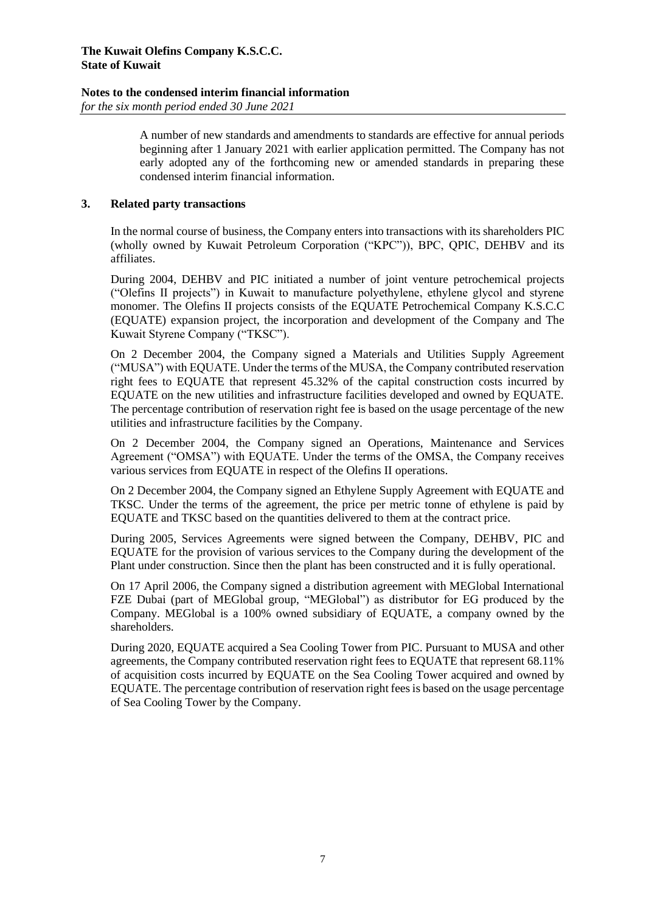A number of new standards and amendments to standards are effective for annual periods beginning after 1 January 2021 with earlier application permitted. The Company has not early adopted any of the forthcoming new or amended standards in preparing these condensed interim financial information.

## 3. Related party transactions

In the normal course of business, the Company enters into transactions with its shareholders PIC (wholly owned by Kuwait Petroleum Corporation ("KPC")), BPC, QPIC, DEHBV and its affiliates.

During 2004, DEHBV and PIC initiated a number of joint venture petrochemical projects ("Olefins II projects") in Kuwait to manufacture polyethylene, ethylene glycol and styrene monomer. The Olefins II projects consists of the EQUATE Petrochemical Company K.S.C.C (EQUATE) expansion project, the incorporation and development of the Company and The Kuwait Styrene Company ("TKSC").

On 2 December 2004, the Company signed a Materials and Utilities Supply Agreement ("MUSA") with EQUATE. Under the terms of the MUSA, the Company contributed reservation right fees to EQUATE that represent 45.32% of the capital construction costs incurred by EQUATE on the new utilities and infrastructure facilities developed and owned by EQUATE. The percentage contribution of reservation right fee is based on the usage percentage of the new utilities and infrastructure facilities by the Company.

On 2 December 2004, the Company signed an Operations, Maintenance and Services Agreement ("OMSA") with EQUATE. Under the terms of the OMSA, the Company receives various services from EQUATE in respect of the Olefins II operations.

On 2 December 2004, the Company signed an Ethylene Supply Agreement with EQUATE and TKSC. Under the terms of the agreement, the price per metric tonne of ethylene is paid by EQUATE and TKSC based on the quantities delivered to them at the contract price.

During 2005, Services Agreements were signed between the Company, DEHBV, PIC and EQUATE for the provision of various services to the Company during the development of the Plant under construction. Since then the plant has been constructed and it is fully operational.

On 17 April 2006, the Company signed a distribution agreement with MEGlobal International FZE Dubai (part of MEGlobal group, "MEGlobal") as distributor for EG produced by the Company. MEGlobal is a 100% owned subsidiary of EQUATE, a company owned by the shareholders.

During 2020, EQUATE acquired a Sea Cooling Tower from PIC. Pursuant to MUSA and other agreements, the Company contributed reservation right fees to EQUATE that represent 68.11% of acquisition costs incurred by EQUATE on the Sea Cooling Tower acquired and owned by EQUATE. The percentage contribution of reservation right fees is based on the usage percentage of Sea Cooling Tower by the Company.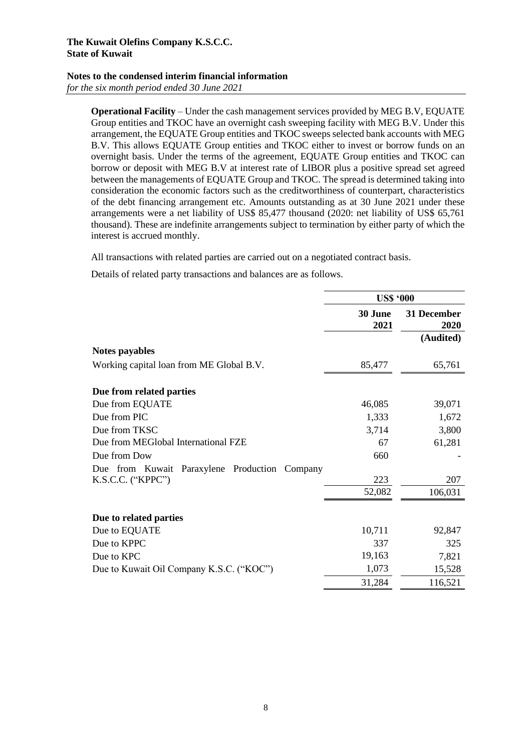**Operational Facility** – Under the cash management services provided by MEG B.V, EQUATE Group entities and TKOC have an overnight cash sweeping facility with MEG B.V. Under this arrangement, the EQUATE Group entities and TKOC sweeps selected bank accounts with MEG B.V. This allows EQUATE Group entities and TKOC either to invest or borrow funds on an overnight basis. Under the terms of the agreement, EQUATE Group entities and TKOC can borrow or deposit with MEG B.V at interest rate of LIBOR plus a positive spread set agreed between the managements of EQUATE Group and TKOC. The spread is determined taking into consideration the economic factors such as the creditworthiness of counterpart, characteristics of the debt financing arrangement etc. Amounts outstanding as at 30 June 2021 under these arrangements were a net liability of US$ 85,477 thousand (2020: net liability of US$ 65,761 thousand). These are indefinite arrangements subject to termination by either party of which the interest is accrued monthly.

All transactions with related parties are carried out on a negotiated contract basis.

Details of related party transactions and balances are as follows.

| | US$ '000 | |
|---|---|---|
| | **30 June 2021** | **31 December 2020** |
| | | **(Audited)** |
| **Notes payables** | | |
| Working capital loan from ME Global B.V. | 85,477 | 65,761 |
| **Due from related parties** | | |
| Due from EQUATE | 46,085 | 39,071 |
| Due from PIC | 1,333 | 1,672 |
| Due from TKSC | 3,714 | 3,800 |
| Due from MEGlobal International FZE | 67 | 61,281 |
| Due from Dow | 660 | - |
| Due from Kuwait Paraxylene Production Company K.S.C.C. ("KPPC") | 223 | 207 |
| | 52,082 | 106,031 |
| **Due to related parties** | | |
| Due to EQUATE | 10,711 | 92,847 |
| Due to KPPC | 337 | 325 |
| Due to KPC | 19,163 | 7,821 |
| Due to Kuwait Oil Company K.S.C. ("KOC") | 1,073 | 15,528 |
| | 31,284 | 116,521 |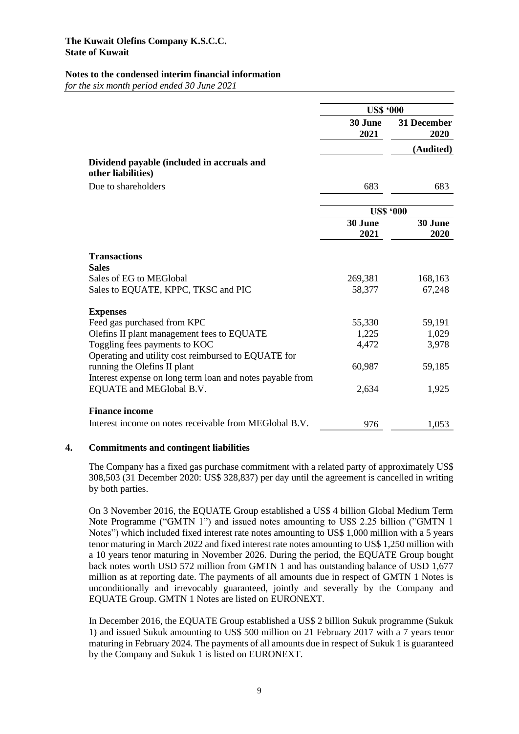**The Kuwait Olefins Company K.S.C.C.**
**State of Kuwait**

**Notes to the condensed interim financial information**
*for the six month period ended 30 June 2021*

| | US$ '000 | |
|---|---|---|
| | **30 June 2021** | **31 December 2020** |
| | | **(Audited)** |
| **Dividend payable (included in accruals and other liabilities)** | | |
| Due to shareholders | 683 | 683 |

| | US$ '000 | |
|---|---|---|
| | **30 June 2021** | **30 June 2020** |
| **Transactions** | | |
| **Sales** | | |
| Sales of EG to MEGlobal | 269,381 | 168,163 |
| Sales to EQUATE, KPPC, TKSC and PIC | 58,377 | 67,248 |
| **Expenses** | | |
| Feed gas purchased from KPC | 55,330 | 59,191 |
| Olefins II plant management fees to EQUATE | 1,225 | 1,029 |
| Toggling fees payments to KOC | 4,472 | 3,978 |
| Operating and utility cost reimbursed to EQUATE for running the Olefins II plant | 60,987 | 59,185 |
| Interest expense on long term loan and notes payable from EQUATE and MEGlobal B.V. | 2,634 | 1,925 |
| **Finance income** | | |
| Interest income on notes receivable from MEGlobal B.V. | 976 | 1,053 |

## 4. Commitments and contingent liabilities

The Company has a fixed gas purchase commitment with a related party of approximately US$ 308,503 (31 December 2020: US$ 328,837) per day until the agreement is cancelled in writing by both parties.

On 3 November 2016, the EQUATE Group established a US$ 4 billion Global Medium Term Note Programme ("GMTN 1") and issued notes amounting to US$ 2.25 billion ("GMTN 1 Notes") which included fixed interest rate notes amounting to US$ 1,000 million with a 5 years tenor maturing in March 2022 and fixed interest rate notes amounting to US$ 1,250 million with a 10 years tenor maturing in November 2026. During the period, the EQUATE Group bought back notes worth USD 572 million from GMTN 1 and has outstanding balance of USD 1,677 million as at reporting date. The payments of all amounts due in respect of GMTN 1 Notes is unconditionally and irrevocably guaranteed, jointly and severally by the Company and EQUATE Group. GMTN 1 Notes are listed on EURONEXT.

In December 2016, the EQUATE Group established a US$ 2 billion Sukuk programme (Sukuk 1) and issued Sukuk amounting to US$ 500 million on 21 February 2017 with a 7 years tenor maturing in February 2024. The payments of all amounts due in respect of Sukuk 1 is guaranteed by the Company and Sukuk 1 is listed on EURONEXT.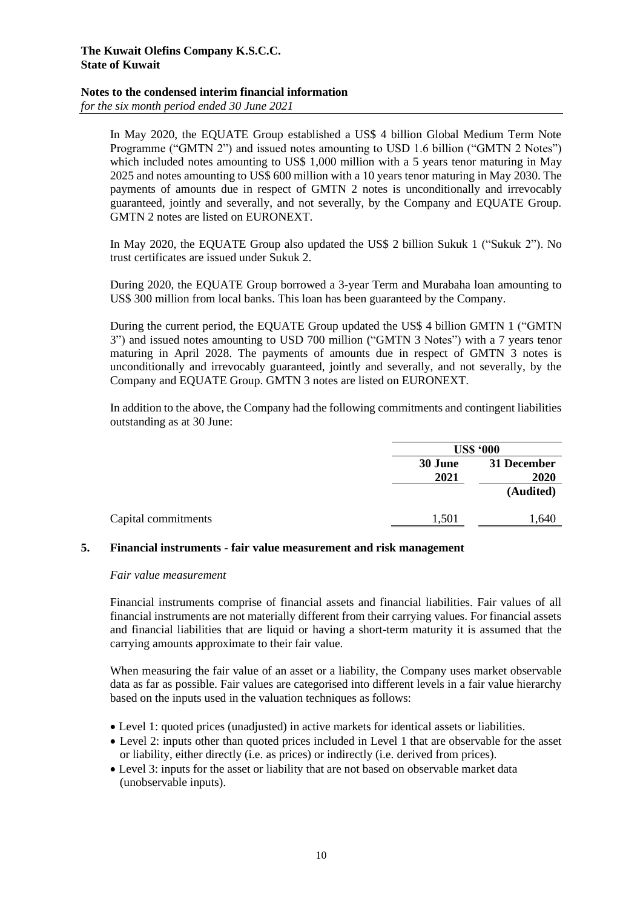In May 2020, the EQUATE Group established a US$ 4 billion Global Medium Term Note Programme ("GMTN 2") and issued notes amounting to USD 1.6 billion ("GMTN 2 Notes") which included notes amounting to US$ 1,000 million with a 5 years tenor maturing in May 2025 and notes amounting to US$ 600 million with a 10 years tenor maturing in May 2030. The payments of amounts due in respect of GMTN 2 notes is unconditionally and irrevocably guaranteed, jointly and severally, and not severally, by the Company and EQUATE Group. GMTN 2 notes are listed on EURONEXT.

In May 2020, the EQUATE Group also updated the US$ 2 billion Sukuk 1 ("Sukuk 2"). No trust certificates are issued under Sukuk 2.

During 2020, the EQUATE Group borrowed a 3-year Term and Murabaha loan amounting to US$ 300 million from local banks. This loan has been guaranteed by the Company.

During the current period, the EQUATE Group updated the US$ 4 billion GMTN 1 ("GMTN 3") and issued notes amounting to USD 700 million ("GMTN 3 Notes") with a 7 years tenor maturing in April 2028. The payments of amounts due in respect of GMTN 3 notes is unconditionally and irrevocably guaranteed, jointly and severally, and not severally, by the Company and EQUATE Group. GMTN 3 notes are listed on EURONEXT.

In addition to the above, the Company had the following commitments and contingent liabilities outstanding as at 30 June:

| | US$ '000 | |
|---|---|---|
| | 30 June 2021 | 31 December 2020 (Audited) |
| Capital commitments | 1,501 | 1,640 |

## 5. Financial instruments - fair value measurement and risk management

*Fair value measurement*

Financial instruments comprise of financial assets and financial liabilities. Fair values of all financial instruments are not materially different from their carrying values. For financial assets and financial liabilities that are liquid or having a short-term maturity it is assumed that the carrying amounts approximate to their fair value.

When measuring the fair value of an asset or a liability, the Company uses market observable data as far as possible. Fair values are categorised into different levels in a fair value hierarchy based on the inputs used in the valuation techniques as follows:

- Level 1: quoted prices (unadjusted) in active markets for identical assets or liabilities.
- Level 2: inputs other than quoted prices included in Level 1 that are observable for the asset or liability, either directly (i.e. as prices) or indirectly (i.e. derived from prices).
- Level 3: inputs for the asset or liability that are not based on observable market data (unobservable inputs).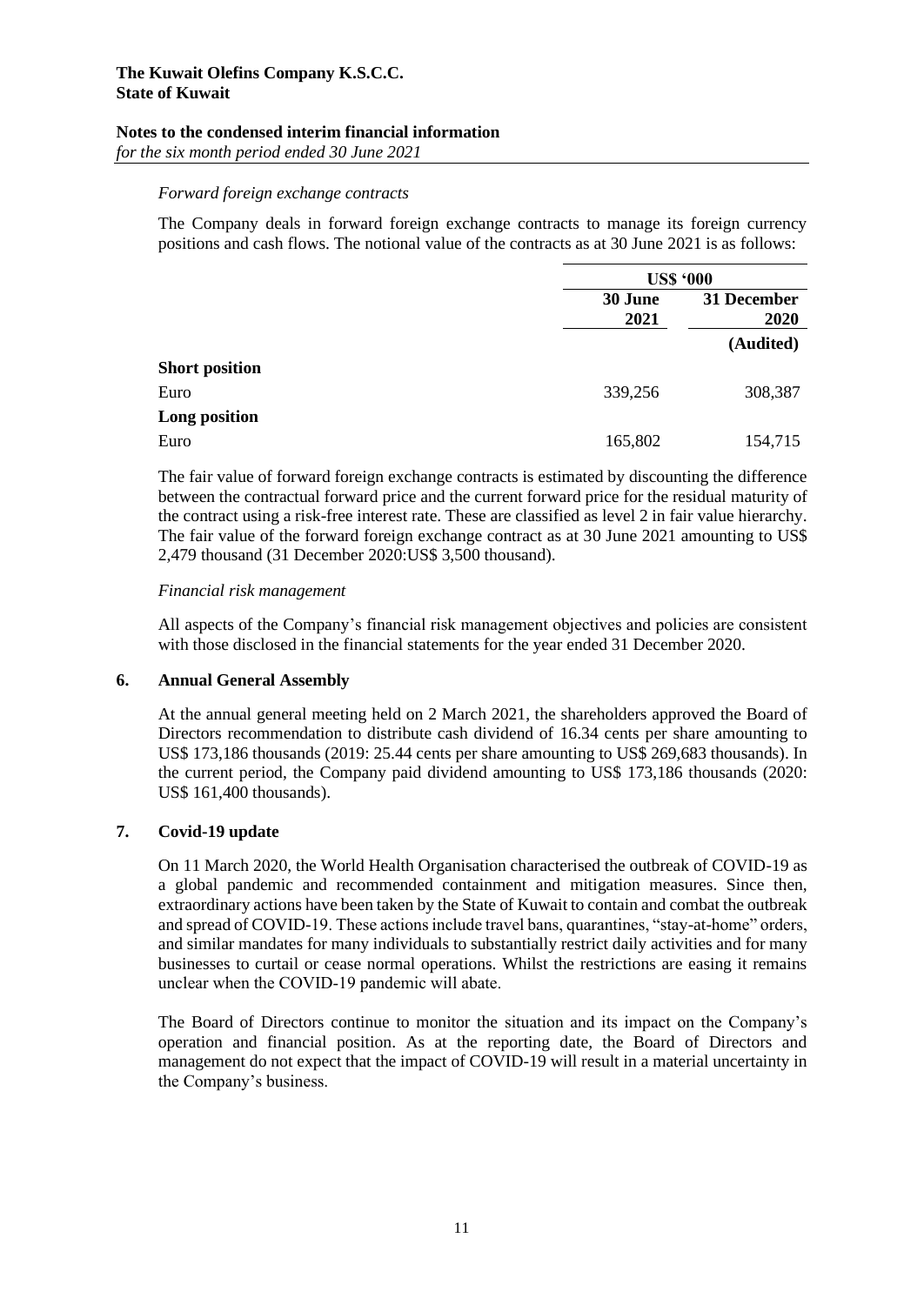*Forward foreign exchange contracts*

The Company deals in forward foreign exchange contracts to manage its foreign currency positions and cash flows. The notional value of the contracts as at 30 June 2021 is as follows:

| | US$ '000 | |
|---|---|---|
| | **30 June 2021** | **31 December 2020** |
| | | **(Audited)** |
| **Short position** | | |
| Euro | 339,256 | 308,387 |
| **Long position** | | |
| Euro | 165,802 | 154,715 |

The fair value of forward foreign exchange contracts is estimated by discounting the difference between the contractual forward price and the current forward price for the residual maturity of the contract using a risk-free interest rate. These are classified as level 2 in fair value hierarchy. The fair value of the forward foreign exchange contract as at 30 June 2021 amounting to US$ 2,479 thousand (31 December 2020:US$ 3,500 thousand).

*Financial risk management*

All aspects of the Company's financial risk management objectives and policies are consistent with those disclosed in the financial statements for the year ended 31 December 2020.

## 6. Annual General Assembly

At the annual general meeting held on 2 March 2021, the shareholders approved the Board of Directors recommendation to distribute cash dividend of 16.34 cents per share amounting to US$ 173,186 thousands (2019: 25.44 cents per share amounting to US$ 269,683 thousands). In the current period, the Company paid dividend amounting to US$ 173,186 thousands (2020: US$ 161,400 thousands).

## 7. Covid-19 update

On 11 March 2020, the World Health Organisation characterised the outbreak of COVID-19 as a global pandemic and recommended containment and mitigation measures. Since then, extraordinary actions have been taken by the State of Kuwait to contain and combat the outbreak and spread of COVID-19. These actions include travel bans, quarantines, "stay-at-home" orders, and similar mandates for many individuals to substantially restrict daily activities and for many businesses to curtail or cease normal operations. Whilst the restrictions are easing it remains unclear when the COVID-19 pandemic will abate.

The Board of Directors continue to monitor the situation and its impact on the Company's operation and financial position. As at the reporting date, the Board of Directors and management do not expect that the impact of COVID-19 will result in a material uncertainty in the Company's business.